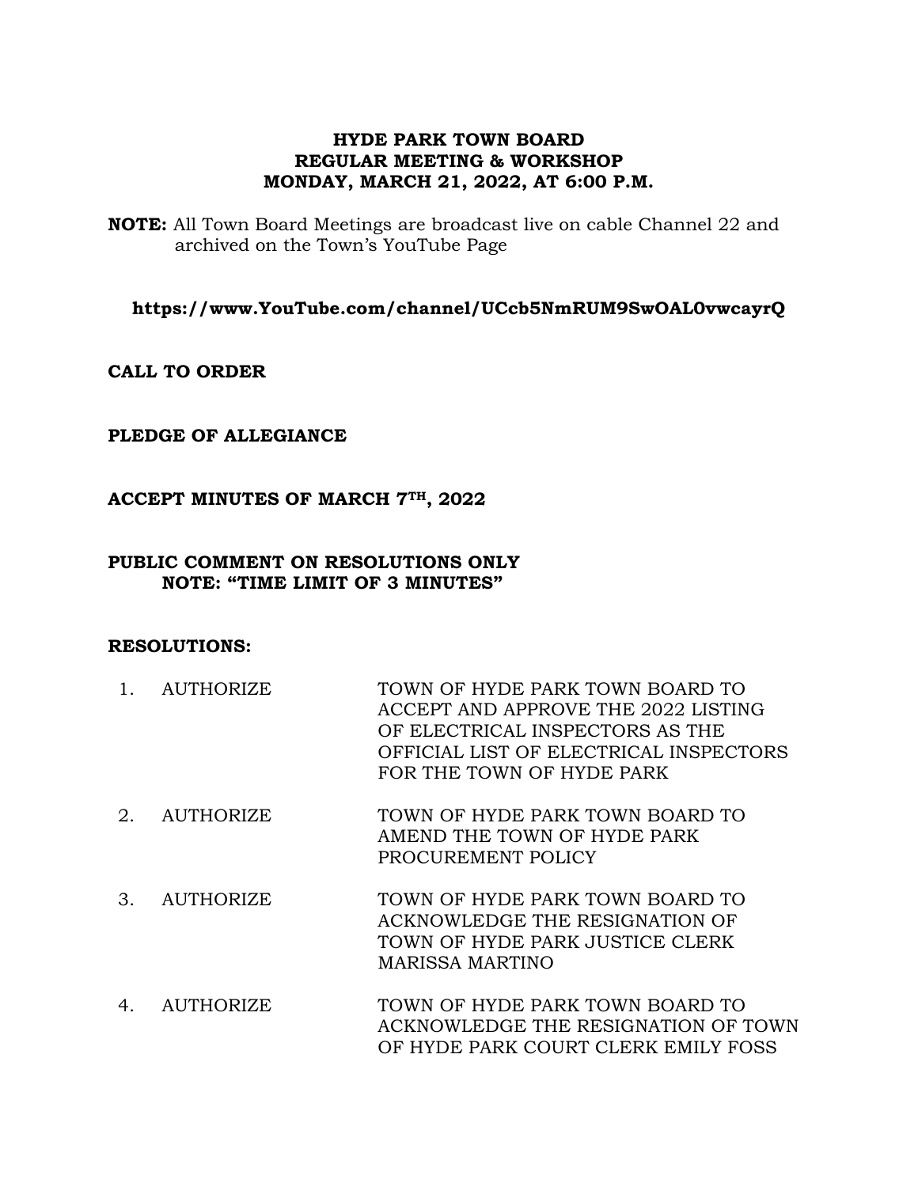# HYDE PARK TOWN BOARD
# REGULAR MEETING & WORKSHOP
# MONDAY, MARCH 21, 2022, AT 6:00 P.M.

**NOTE:** All Town Board Meetings are broadcast live on cable Channel 22 and archived on the Town's YouTube Page

**https://www.YouTube.com/channel/UCcb5NmRUM9SwOAL0vwcayrQ**

**CALL TO ORDER**

**PLEDGE OF ALLEGIANCE**

**ACCEPT MINUTES OF MARCH 7TH, 2022**

**PUBLIC COMMENT ON RESOLUTIONS ONLY**
**NOTE: "TIME LIMIT OF 3 MINUTES"**

**RESOLUTIONS:**

1. AUTHORIZE — TOWN OF HYDE PARK TOWN BOARD TO ACCEPT AND APPROVE THE 2022 LISTING OF ELECTRICAL INSPECTORS AS THE OFFICIAL LIST OF ELECTRICAL INSPECTORS FOR THE TOWN OF HYDE PARK

2. AUTHORIZE — TOWN OF HYDE PARK TOWN BOARD TO AMEND THE TOWN OF HYDE PARK PROCUREMENT POLICY

3. AUTHORIZE — TOWN OF HYDE PARK TOWN BOARD TO ACKNOWLEDGE THE RESIGNATION OF TOWN OF HYDE PARK JUSTICE CLERK MARISSA MARTINO

4. AUTHORIZE — TOWN OF HYDE PARK TOWN BOARD TO ACKNOWLEDGE THE RESIGNATION OF TOWN OF HYDE PARK COURT CLERK EMILY FOSS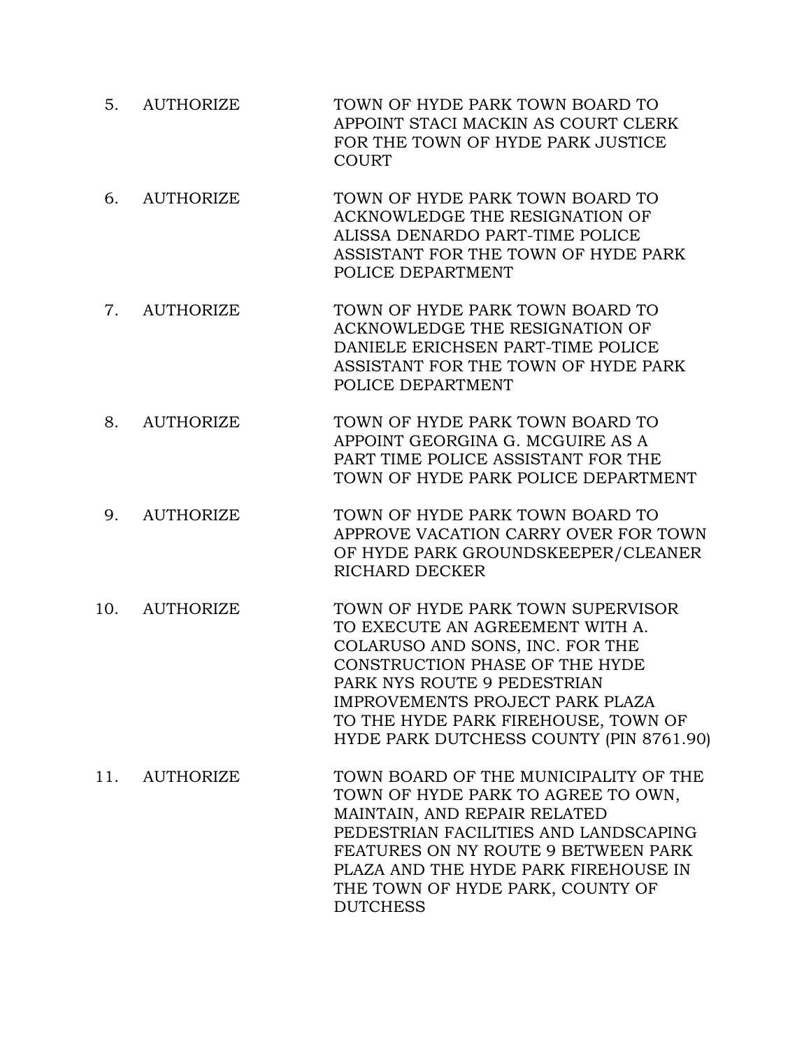| | | |
|---|---|---|
| 5. | AUTHORIZE | TOWN OF HYDE PARK TOWN BOARD TO APPOINT STACI MACKIN AS COURT CLERK FOR THE TOWN OF HYDE PARK JUSTICE COURT |
| 6. | AUTHORIZE | TOWN OF HYDE PARK TOWN BOARD TO ACKNOWLEDGE THE RESIGNATION OF ALISSA DENARDO PART-TIME POLICE ASSISTANT FOR THE TOWN OF HYDE PARK POLICE DEPARTMENT |
| 7. | AUTHORIZE | TOWN OF HYDE PARK TOWN BOARD TO ACKNOWLEDGE THE RESIGNATION OF DANIELE ERICHSEN PART-TIME POLICE ASSISTANT FOR THE TOWN OF HYDE PARK POLICE DEPARTMENT |
| 8. | AUTHORIZE | TOWN OF HYDE PARK TOWN BOARD TO APPOINT GEORGINA G. MCGUIRE AS A PART TIME POLICE ASSISTANT FOR THE TOWN OF HYDE PARK POLICE DEPARTMENT |
| 9. | AUTHORIZE | TOWN OF HYDE PARK TOWN BOARD TO APPROVE VACATION CARRY OVER FOR TOWN OF HYDE PARK GROUNDSKEEPER/CLEANER RICHARD DECKER |
| 10. | AUTHORIZE | TOWN OF HYDE PARK TOWN SUPERVISOR TO EXECUTE AN AGREEMENT WITH A. COLARUSO AND SONS, INC. FOR THE CONSTRUCTION PHASE OF THE HYDE PARK NYS ROUTE 9 PEDESTRIAN IMPROVEMENTS PROJECT PARK PLAZA TO THE HYDE PARK FIREHOUSE, TOWN OF HYDE PARK DUTCHESS COUNTY (PIN 8761.90) |
| 11. | AUTHORIZE | TOWN BOARD OF THE MUNICIPALITY OF THE TOWN OF HYDE PARK TO AGREE TO OWN, MAINTAIN, AND REPAIR RELATED PEDESTRIAN FACILITIES AND LANDSCAPING FEATURES ON NY ROUTE 9 BETWEEN PARK PLAZA AND THE HYDE PARK FIREHOUSE IN THE TOWN OF HYDE PARK, COUNTY OF DUTCHESS |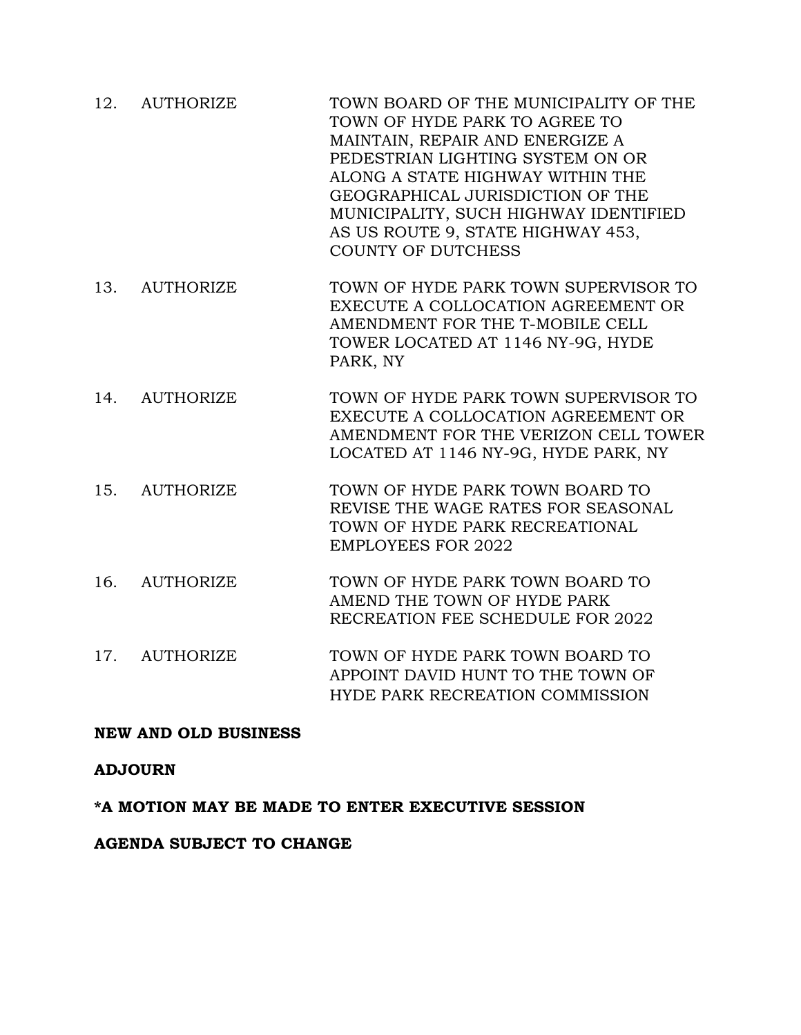| | | |
|---|---|---|
| 12. | AUTHORIZE | TOWN BOARD OF THE MUNICIPALITY OF THE TOWN OF HYDE PARK TO AGREE TO MAINTAIN, REPAIR AND ENERGIZE A PEDESTRIAN LIGHTING SYSTEM ON OR ALONG A STATE HIGHWAY WITHIN THE GEOGRAPHICAL JURISDICTION OF THE MUNICIPALITY, SUCH HIGHWAY IDENTIFIED AS US ROUTE 9, STATE HIGHWAY 453, COUNTY OF DUTCHESS |
| 13. | AUTHORIZE | TOWN OF HYDE PARK TOWN SUPERVISOR TO EXECUTE A COLLOCATION AGREEMENT OR AMENDMENT FOR THE T-MOBILE CELL TOWER LOCATED AT 1146 NY-9G, HYDE PARK, NY |
| 14. | AUTHORIZE | TOWN OF HYDE PARK TOWN SUPERVISOR TO EXECUTE A COLLOCATION AGREEMENT OR AMENDMENT FOR THE VERIZON CELL TOWER LOCATED AT 1146 NY-9G, HYDE PARK, NY |
| 15. | AUTHORIZE | TOWN OF HYDE PARK TOWN BOARD TO REVISE THE WAGE RATES FOR SEASONAL TOWN OF HYDE PARK RECREATIONAL EMPLOYEES FOR 2022 |
| 16. | AUTHORIZE | TOWN OF HYDE PARK TOWN BOARD TO AMEND THE TOWN OF HYDE PARK RECREATION FEE SCHEDULE FOR 2022 |
| 17. | AUTHORIZE | TOWN OF HYDE PARK TOWN BOARD TO APPOINT DAVID HUNT TO THE TOWN OF HYDE PARK RECREATION COMMISSION |

**NEW AND OLD BUSINESS**

**ADJOURN**

**\*A MOTION MAY BE MADE TO ENTER EXECUTIVE SESSION**

**AGENDA SUBJECT TO CHANGE**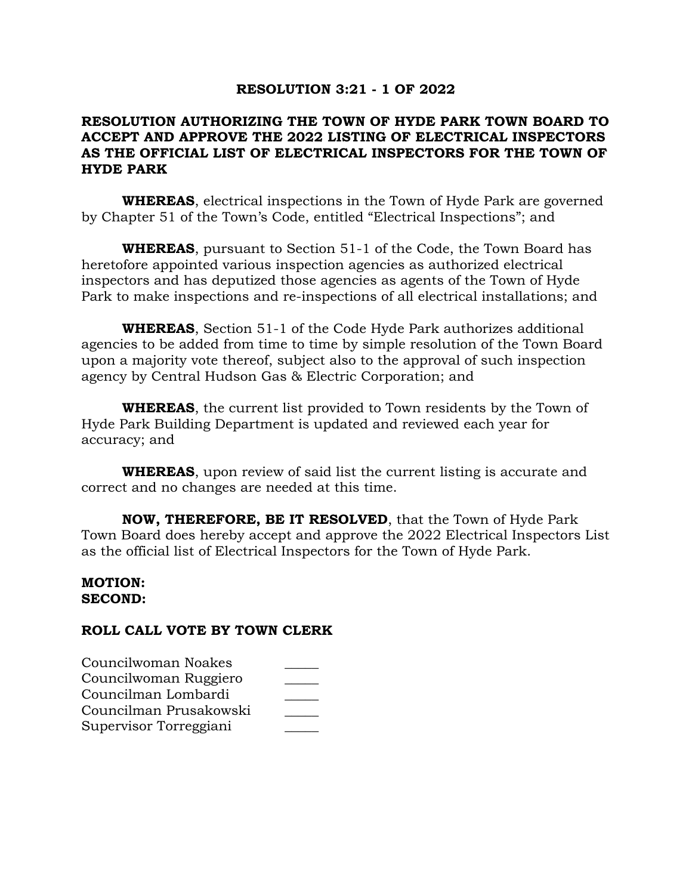# RESOLUTION 3:21 - 1 OF 2022

## RESOLUTION AUTHORIZING THE TOWN OF HYDE PARK TOWN BOARD TO ACCEPT AND APPROVE THE 2022 LISTING OF ELECTRICAL INSPECTORS AS THE OFFICIAL LIST OF ELECTRICAL INSPECTORS FOR THE TOWN OF HYDE PARK

**WHEREAS**, electrical inspections in the Town of Hyde Park are governed by Chapter 51 of the Town's Code, entitled "Electrical Inspections"; and

**WHEREAS**, pursuant to Section 51-1 of the Code, the Town Board has heretofore appointed various inspection agencies as authorized electrical inspectors and has deputized those agencies as agents of the Town of Hyde Park to make inspections and re-inspections of all electrical installations; and

**WHEREAS**, Section 51-1 of the Code Hyde Park authorizes additional agencies to be added from time to time by simple resolution of the Town Board upon a majority vote thereof, subject also to the approval of such inspection agency by Central Hudson Gas & Electric Corporation; and

**WHEREAS**, the current list provided to Town residents by the Town of Hyde Park Building Department is updated and reviewed each year for accuracy; and

**WHEREAS**, upon review of said list the current listing is accurate and correct and no changes are needed at this time.

**NOW, THEREFORE, BE IT RESOLVED**, that the Town of Hyde Park Town Board does hereby accept and approve the 2022 Electrical Inspectors List as the official list of Electrical Inspectors for the Town of Hyde Park.

**MOTION:**
**SECOND:**

**ROLL CALL VOTE BY TOWN CLERK**

Councilwoman Noakes _____
Councilwoman Ruggiero _____
Councilman Lombardi _____
Councilman Prusakowski _____
Supervisor Torreggiani _____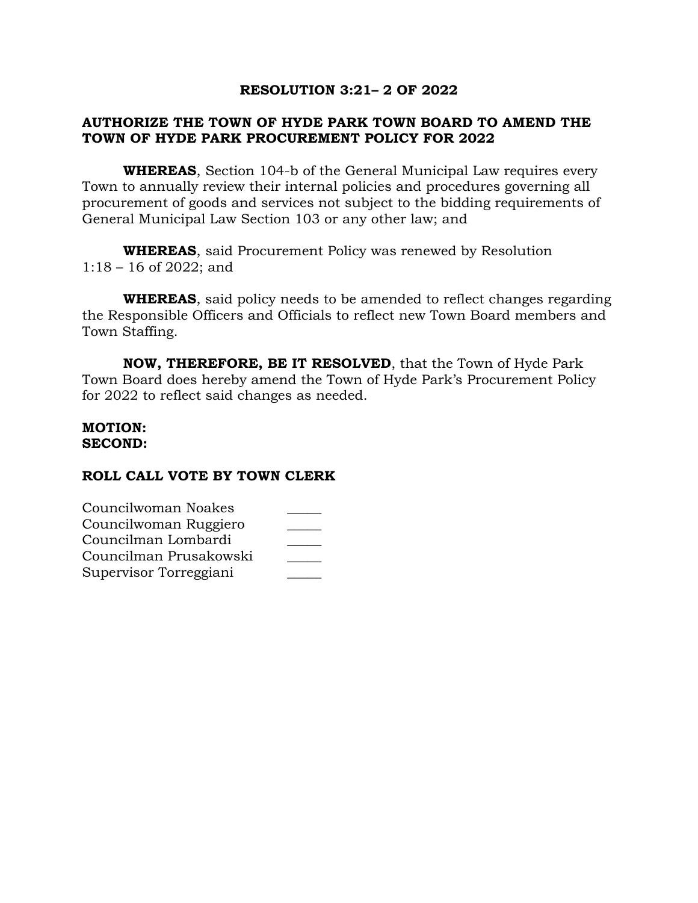**RESOLUTION 3:21– 2 OF 2022**

**AUTHORIZE THE TOWN OF HYDE PARK TOWN BOARD TO AMEND THE TOWN OF HYDE PARK PROCUREMENT POLICY FOR 2022**

**WHEREAS**, Section 104-b of the General Municipal Law requires every Town to annually review their internal policies and procedures governing all procurement of goods and services not subject to the bidding requirements of General Municipal Law Section 103 or any other law; and

**WHEREAS**, said Procurement Policy was renewed by Resolution 1:18 – 16 of 2022; and

**WHEREAS**, said policy needs to be amended to reflect changes regarding the Responsible Officers and Officials to reflect new Town Board members and Town Staffing.

**NOW, THEREFORE, BE IT RESOLVED**, that the Town of Hyde Park Town Board does hereby amend the Town of Hyde Park's Procurement Policy for 2022 to reflect said changes as needed.

**MOTION:**
**SECOND:**

**ROLL CALL VOTE BY TOWN CLERK**

Councilwoman Noakes _____
Councilwoman Ruggiero _____
Councilman Lombardi _____
Councilman Prusakowski _____
Supervisor Torreggiani _____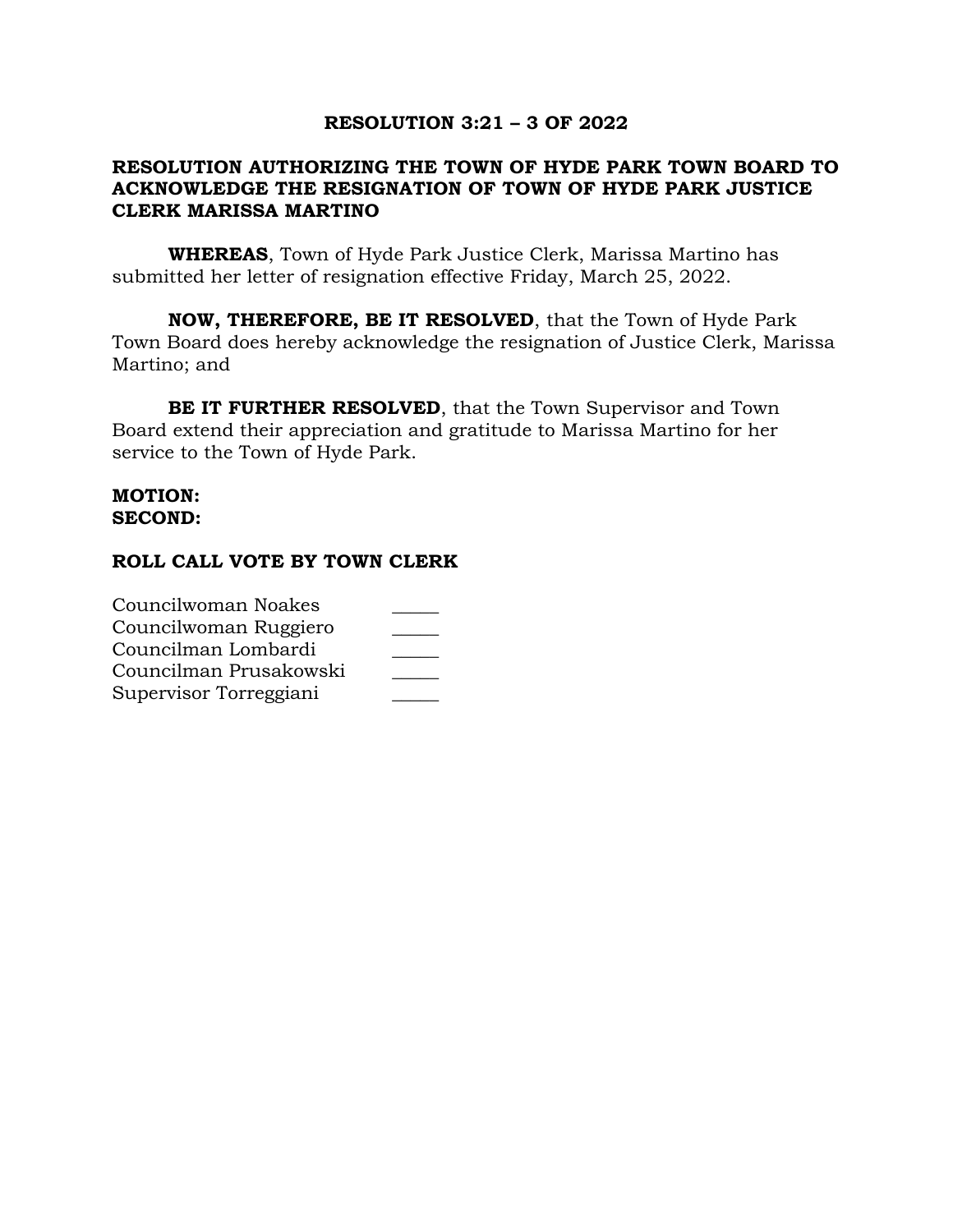**RESOLUTION 3:21 – 3 OF 2022**

**RESOLUTION AUTHORIZING THE TOWN OF HYDE PARK TOWN BOARD TO ACKNOWLEDGE THE RESIGNATION OF TOWN OF HYDE PARK JUSTICE CLERK MARISSA MARTINO**

**WHEREAS**, Town of Hyde Park Justice Clerk, Marissa Martino has submitted her letter of resignation effective Friday, March 25, 2022.

**NOW, THEREFORE, BE IT RESOLVED**, that the Town of Hyde Park Town Board does hereby acknowledge the resignation of Justice Clerk, Marissa Martino; and

**BE IT FURTHER RESOLVED**, that the Town Supervisor and Town Board extend their appreciation and gratitude to Marissa Martino for her service to the Town of Hyde Park.

**MOTION:**
**SECOND:**

**ROLL CALL VOTE BY TOWN CLERK**

| | |
|---|---|
| Councilwoman Noakes | _____ |
| Councilwoman Ruggiero | _____ |
| Councilman Lombardi | _____ |
| Councilman Prusakowski | _____ |
| Supervisor Torreggiani | _____ |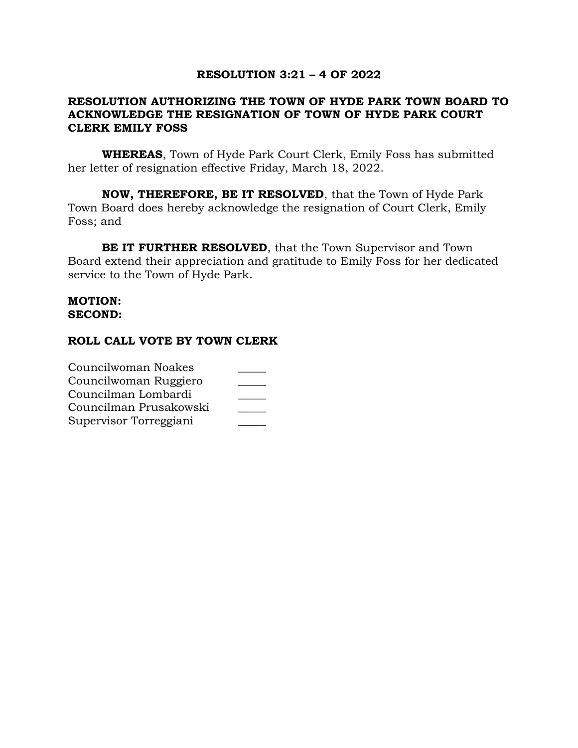# RESOLUTION 3:21 – 4 OF 2022

## RESOLUTION AUTHORIZING THE TOWN OF HYDE PARK TOWN BOARD TO ACKNOWLEDGE THE RESIGNATION OF TOWN OF HYDE PARK COURT CLERK EMILY FOSS

**WHEREAS**, Town of Hyde Park Court Clerk, Emily Foss has submitted her letter of resignation effective Friday, March 18, 2022.

**NOW, THEREFORE, BE IT RESOLVED**, that the Town of Hyde Park Town Board does hereby acknowledge the resignation of Court Clerk, Emily Foss; and

**BE IT FURTHER RESOLVED**, that the Town Supervisor and Town Board extend their appreciation and gratitude to Emily Foss for her dedicated service to the Town of Hyde Park.

**MOTION:**
**SECOND:**

**ROLL CALL VOTE BY TOWN CLERK**

| | |
|---|---|
| Councilwoman Noakes | _____ |
| Councilwoman Ruggiero | _____ |
| Councilman Lombardi | _____ |
| Councilman Prusakowski | _____ |
| Supervisor Torreggiani | _____ |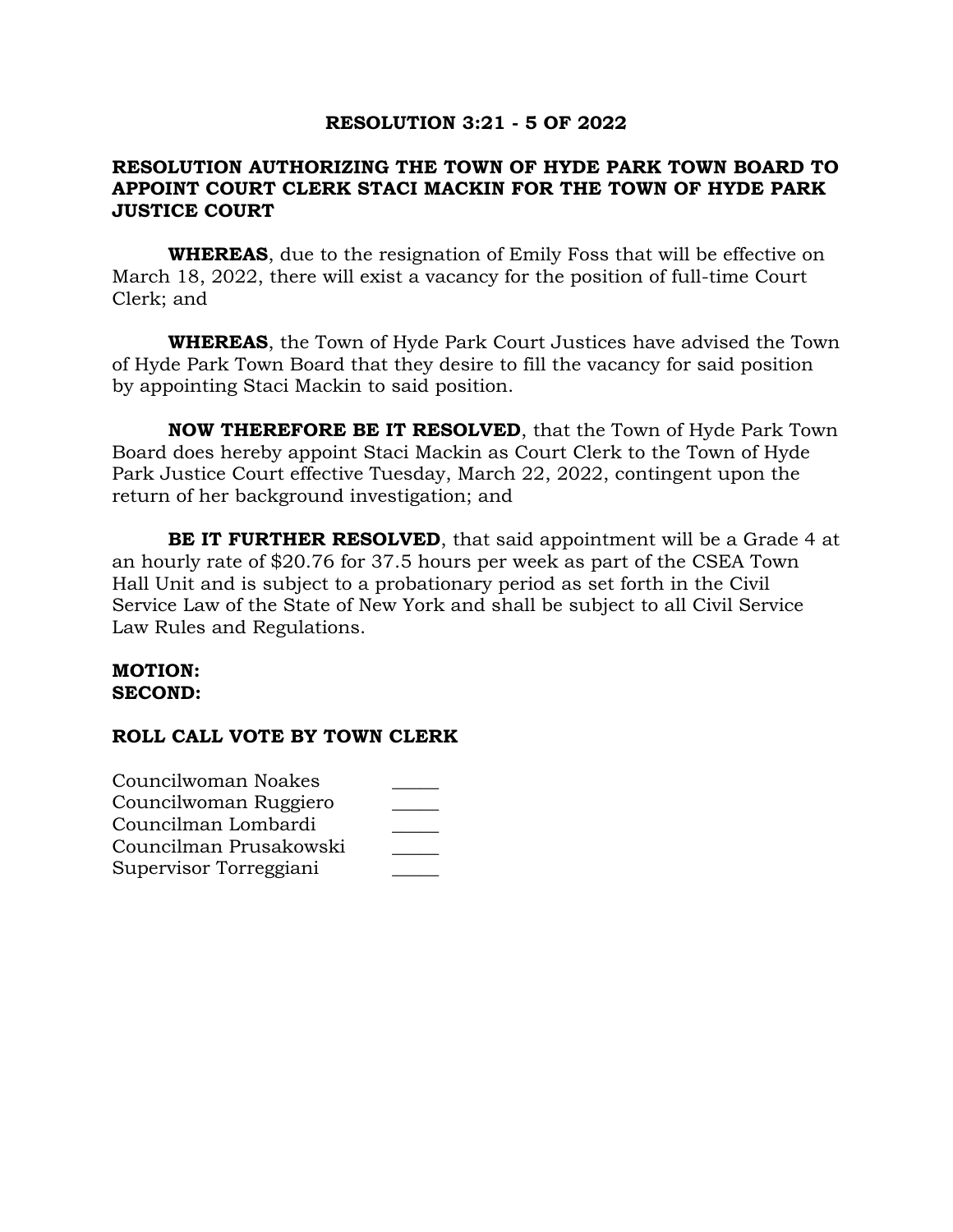**RESOLUTION 3:21 - 5 OF 2022**

**RESOLUTION AUTHORIZING THE TOWN OF HYDE PARK TOWN BOARD TO APPOINT COURT CLERK STACI MACKIN FOR THE TOWN OF HYDE PARK JUSTICE COURT**

**WHEREAS**, due to the resignation of Emily Foss that will be effective on March 18, 2022, there will exist a vacancy for the position of full-time Court Clerk; and

**WHEREAS**, the Town of Hyde Park Court Justices have advised the Town of Hyde Park Town Board that they desire to fill the vacancy for said position by appointing Staci Mackin to said position.

**NOW THEREFORE BE IT RESOLVED**, that the Town of Hyde Park Town Board does hereby appoint Staci Mackin as Court Clerk to the Town of Hyde Park Justice Court effective Tuesday, March 22, 2022, contingent upon the return of her background investigation; and

**BE IT FURTHER RESOLVED**, that said appointment will be a Grade 4 at an hourly rate of $20.76 for 37.5 hours per week as part of the CSEA Town Hall Unit and is subject to a probationary period as set forth in the Civil Service Law of the State of New York and shall be subject to all Civil Service Law Rules and Regulations.

**MOTION:**
**SECOND:**

**ROLL CALL VOTE BY TOWN CLERK**

Councilwoman Noakes _____
Councilwoman Ruggiero _____
Councilman Lombardi _____
Councilman Prusakowski _____
Supervisor Torreggiani _____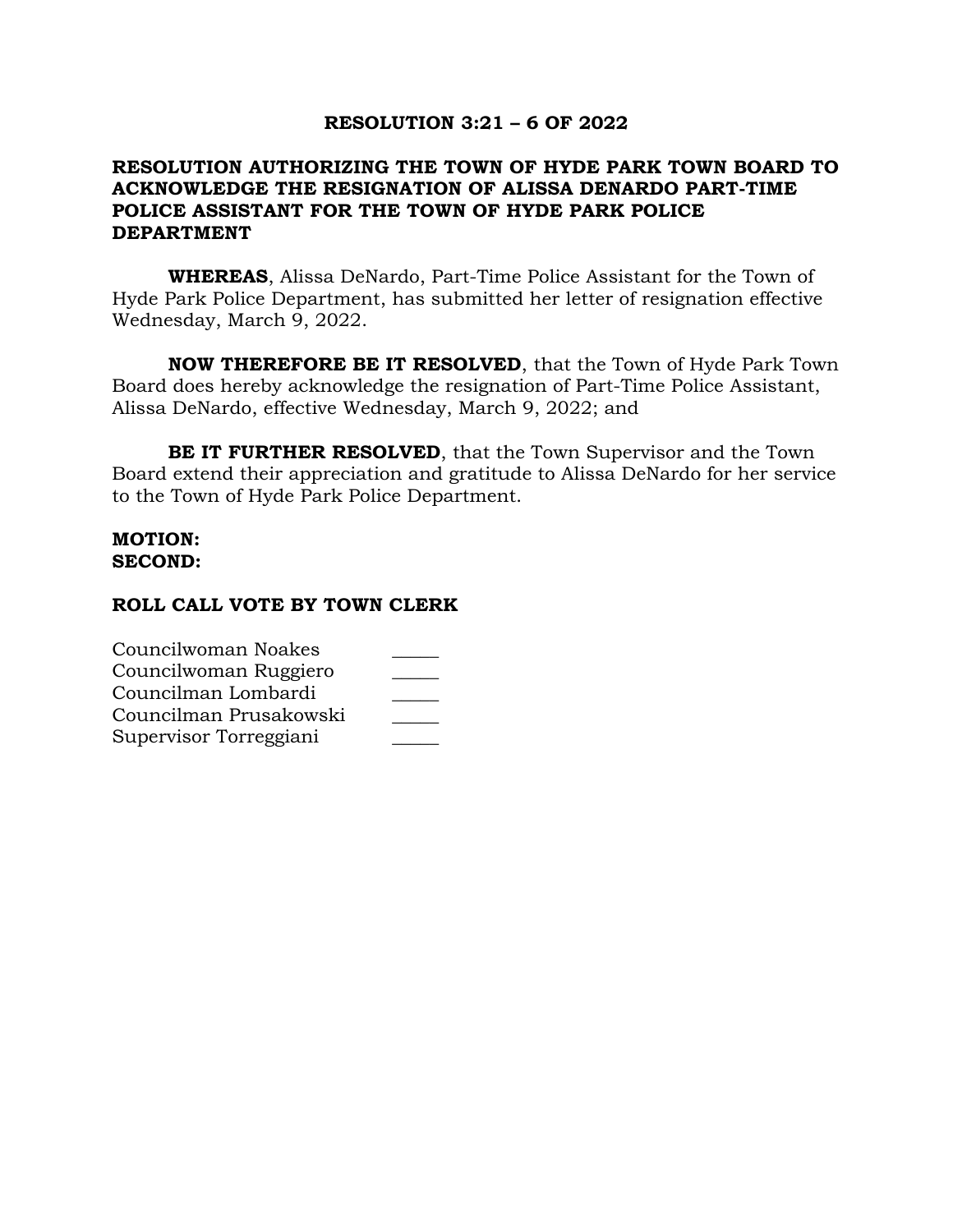## RESOLUTION 3:21 – 6 OF 2022

## RESOLUTION AUTHORIZING THE TOWN OF HYDE PARK TOWN BOARD TO ACKNOWLEDGE THE RESIGNATION OF ALISSA DENARDO PART-TIME POLICE ASSISTANT FOR THE TOWN OF HYDE PARK POLICE DEPARTMENT

**WHEREAS**, Alissa DeNardo, Part-Time Police Assistant for the Town of Hyde Park Police Department, has submitted her letter of resignation effective Wednesday, March 9, 2022.

**NOW THEREFORE BE IT RESOLVED**, that the Town of Hyde Park Town Board does hereby acknowledge the resignation of Part-Time Police Assistant, Alissa DeNardo, effective Wednesday, March 9, 2022; and

**BE IT FURTHER RESOLVED**, that the Town Supervisor and the Town Board extend their appreciation and gratitude to Alissa DeNardo for her service to the Town of Hyde Park Police Department.

**MOTION:**
**SECOND:**

**ROLL CALL VOTE BY TOWN CLERK**

| | |
|---|---|
| Councilwoman Noakes | _____ |
| Councilwoman Ruggiero | _____ |
| Councilman Lombardi | _____ |
| Councilman Prusakowski | _____ |
| Supervisor Torreggiani | _____ |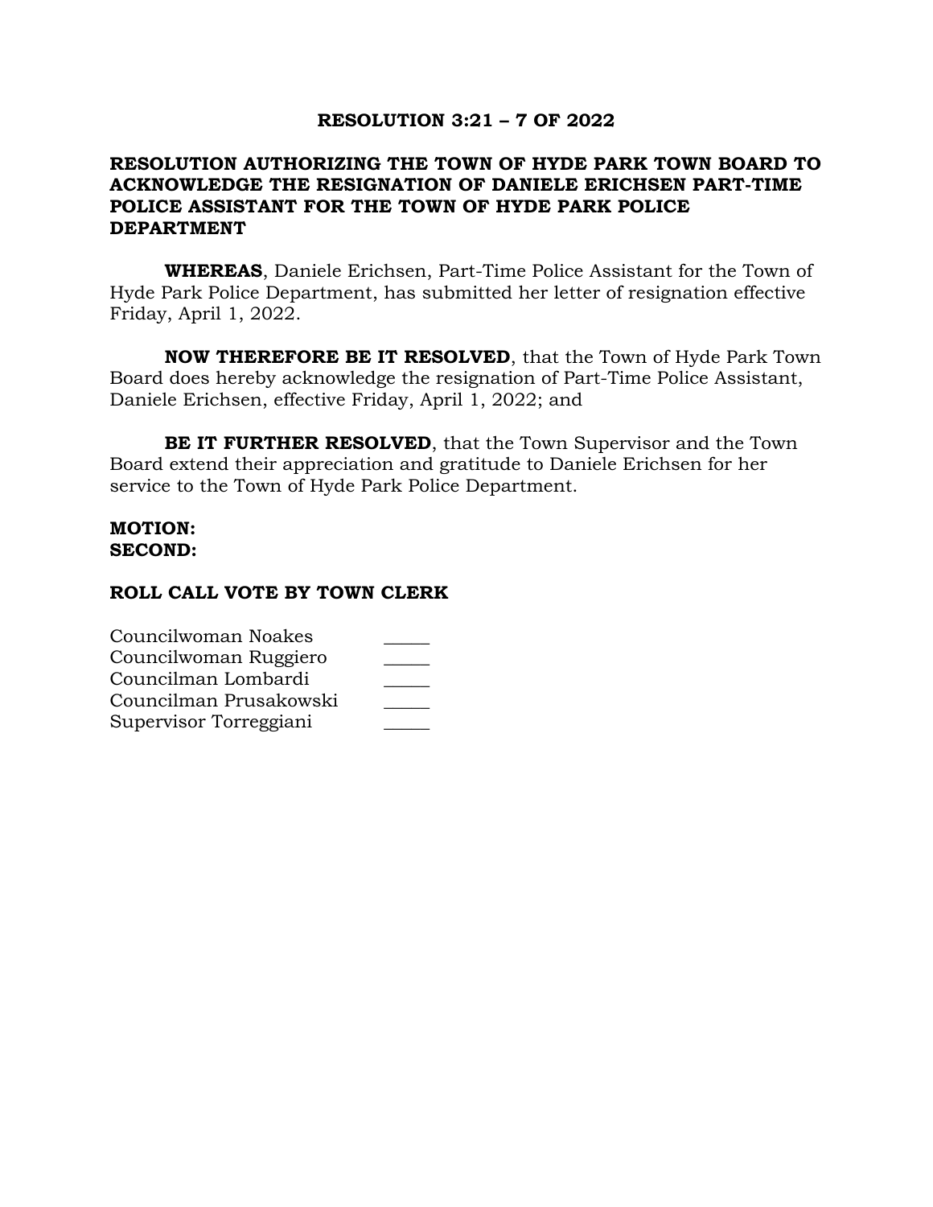**RESOLUTION 3:21 – 7 OF 2022**

**RESOLUTION AUTHORIZING THE TOWN OF HYDE PARK TOWN BOARD TO ACKNOWLEDGE THE RESIGNATION OF DANIELE ERICHSEN PART-TIME POLICE ASSISTANT FOR THE TOWN OF HYDE PARK POLICE DEPARTMENT**

**WHEREAS**, Daniele Erichsen, Part-Time Police Assistant for the Town of Hyde Park Police Department, has submitted her letter of resignation effective Friday, April 1, 2022.

**NOW THEREFORE BE IT RESOLVED**, that the Town of Hyde Park Town Board does hereby acknowledge the resignation of Part-Time Police Assistant, Daniele Erichsen, effective Friday, April 1, 2022; and

**BE IT FURTHER RESOLVED**, that the Town Supervisor and the Town Board extend their appreciation and gratitude to Daniele Erichsen for her service to the Town of Hyde Park Police Department.

**MOTION:**
**SECOND:**

**ROLL CALL VOTE BY TOWN CLERK**

| | |
|---|---|
| Councilwoman Noakes | _____ |
| Councilwoman Ruggiero | _____ |
| Councilman Lombardi | _____ |
| Councilman Prusakowski | _____ |
| Supervisor Torreggiani | _____ |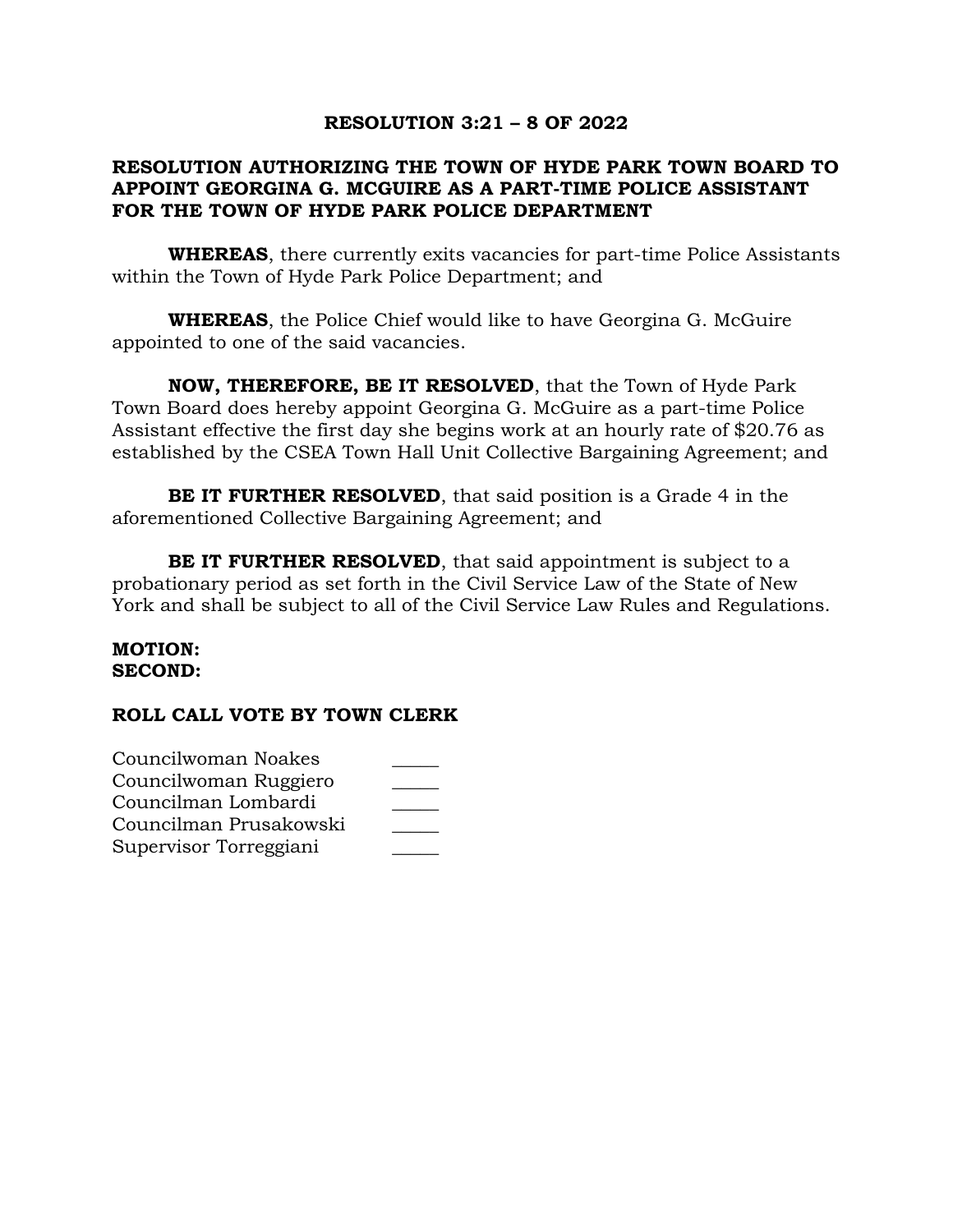# RESOLUTION 3:21 – 8 OF 2022

## RESOLUTION AUTHORIZING THE TOWN OF HYDE PARK TOWN BOARD TO APPOINT GEORGINA G. MCGUIRE AS A PART-TIME POLICE ASSISTANT FOR THE TOWN OF HYDE PARK POLICE DEPARTMENT

**WHEREAS**, there currently exits vacancies for part-time Police Assistants within the Town of Hyde Park Police Department; and

**WHEREAS**, the Police Chief would like to have Georgina G. McGuire appointed to one of the said vacancies.

**NOW, THEREFORE, BE IT RESOLVED**, that the Town of Hyde Park Town Board does hereby appoint Georgina G. McGuire as a part-time Police Assistant effective the first day she begins work at an hourly rate of $20.76 as established by the CSEA Town Hall Unit Collective Bargaining Agreement; and

**BE IT FURTHER RESOLVED**, that said position is a Grade 4 in the aforementioned Collective Bargaining Agreement; and

**BE IT FURTHER RESOLVED**, that said appointment is subject to a probationary period as set forth in the Civil Service Law of the State of New York and shall be subject to all of the Civil Service Law Rules and Regulations.

**MOTION:**
**SECOND:**

**ROLL CALL VOTE BY TOWN CLERK**

Councilwoman Noakes _____
Councilwoman Ruggiero _____
Councilman Lombardi _____
Councilman Prusakowski _____
Supervisor Torreggiani _____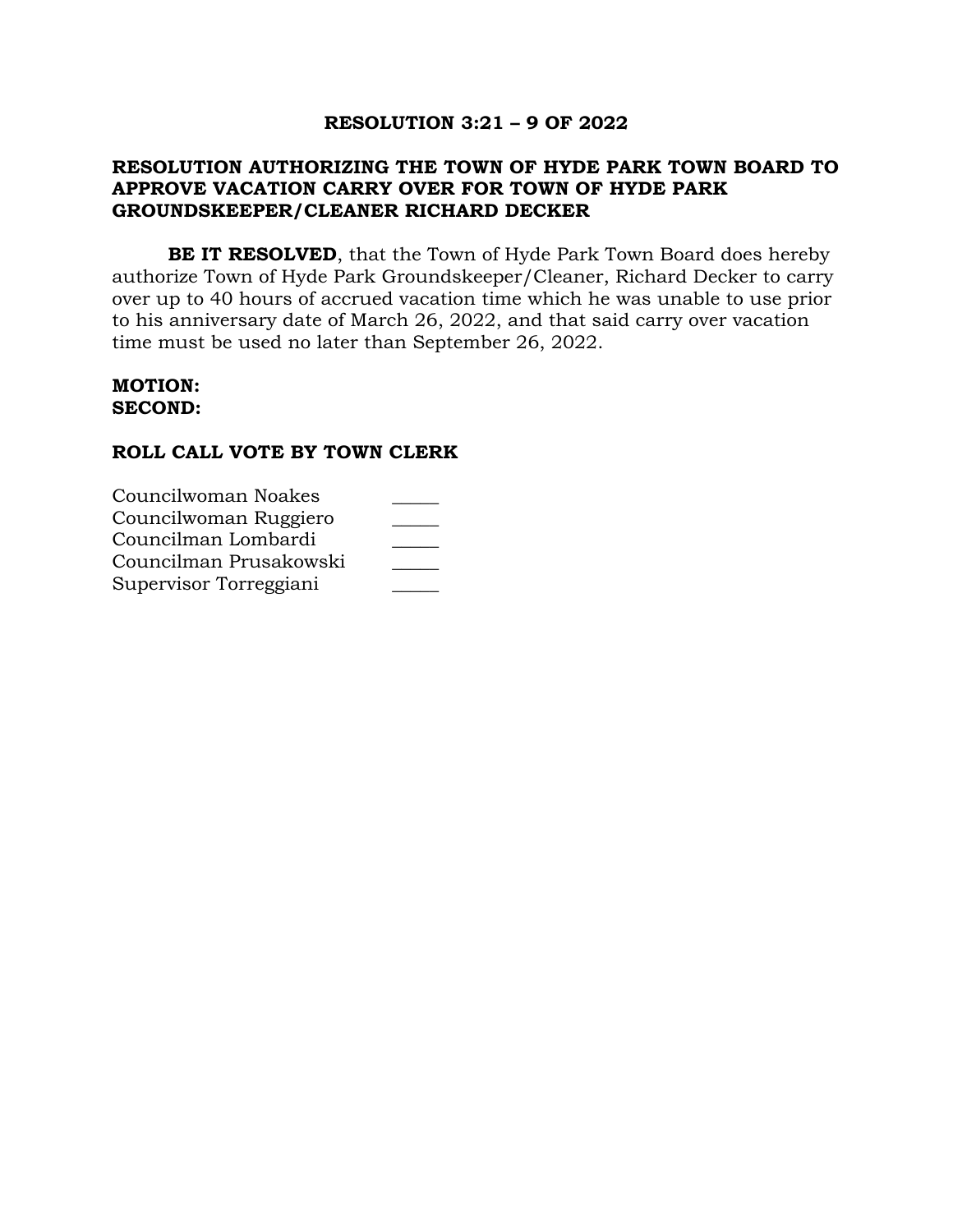**RESOLUTION 3:21 – 9 OF 2022**

**RESOLUTION AUTHORIZING THE TOWN OF HYDE PARK TOWN BOARD TO APPROVE VACATION CARRY OVER FOR TOWN OF HYDE PARK GROUNDSKEEPER/CLEANER RICHARD DECKER**

**BE IT RESOLVED**, that the Town of Hyde Park Town Board does hereby authorize Town of Hyde Park Groundskeeper/Cleaner, Richard Decker to carry over up to 40 hours of accrued vacation time which he was unable to use prior to his anniversary date of March 26, 2022, and that said carry over vacation time must be used no later than September 26, 2022.

**MOTION:**
**SECOND:**

**ROLL CALL VOTE BY TOWN CLERK**

Councilwoman Noakes _____
Councilwoman Ruggiero _____
Councilman Lombardi _____
Councilman Prusakowski _____
Supervisor Torreggiani _____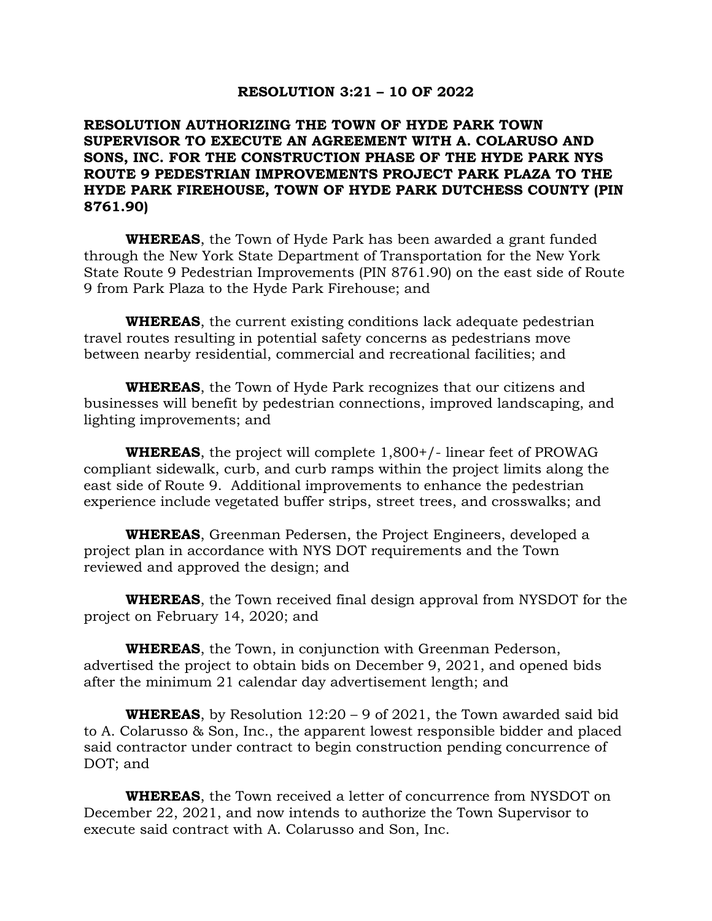**RESOLUTION 3:21 – 10 OF 2022**

**RESOLUTION AUTHORIZING THE TOWN OF HYDE PARK TOWN SUPERVISOR TO EXECUTE AN AGREEMENT WITH A. COLARUSO AND SONS, INC. FOR THE CONSTRUCTION PHASE OF THE HYDE PARK NYS ROUTE 9 PEDESTRIAN IMPROVEMENTS PROJECT PARK PLAZA TO THE HYDE PARK FIREHOUSE, TOWN OF HYDE PARK DUTCHESS COUNTY (PIN 8761.90)**

**WHEREAS**, the Town of Hyde Park has been awarded a grant funded through the New York State Department of Transportation for the New York State Route 9 Pedestrian Improvements (PIN 8761.90) on the east side of Route 9 from Park Plaza to the Hyde Park Firehouse; and

**WHEREAS**, the current existing conditions lack adequate pedestrian travel routes resulting in potential safety concerns as pedestrians move between nearby residential, commercial and recreational facilities; and

**WHEREAS**, the Town of Hyde Park recognizes that our citizens and businesses will benefit by pedestrian connections, improved landscaping, and lighting improvements; and

**WHEREAS**, the project will complete 1,800+/- linear feet of PROWAG compliant sidewalk, curb, and curb ramps within the project limits along the east side of Route 9. Additional improvements to enhance the pedestrian experience include vegetated buffer strips, street trees, and crosswalks; and

**WHEREAS**, Greenman Pedersen, the Project Engineers, developed a project plan in accordance with NYS DOT requirements and the Town reviewed and approved the design; and

**WHEREAS**, the Town received final design approval from NYSDOT for the project on February 14, 2020; and

**WHEREAS**, the Town, in conjunction with Greenman Pederson, advertised the project to obtain bids on December 9, 2021, and opened bids after the minimum 21 calendar day advertisement length; and

**WHEREAS**, by Resolution 12:20 – 9 of 2021, the Town awarded said bid to A. Colarusso & Son, Inc., the apparent lowest responsible bidder and placed said contractor under contract to begin construction pending concurrence of DOT; and

**WHEREAS**, the Town received a letter of concurrence from NYSDOT on December 22, 2021, and now intends to authorize the Town Supervisor to execute said contract with A. Colarusso and Son, Inc.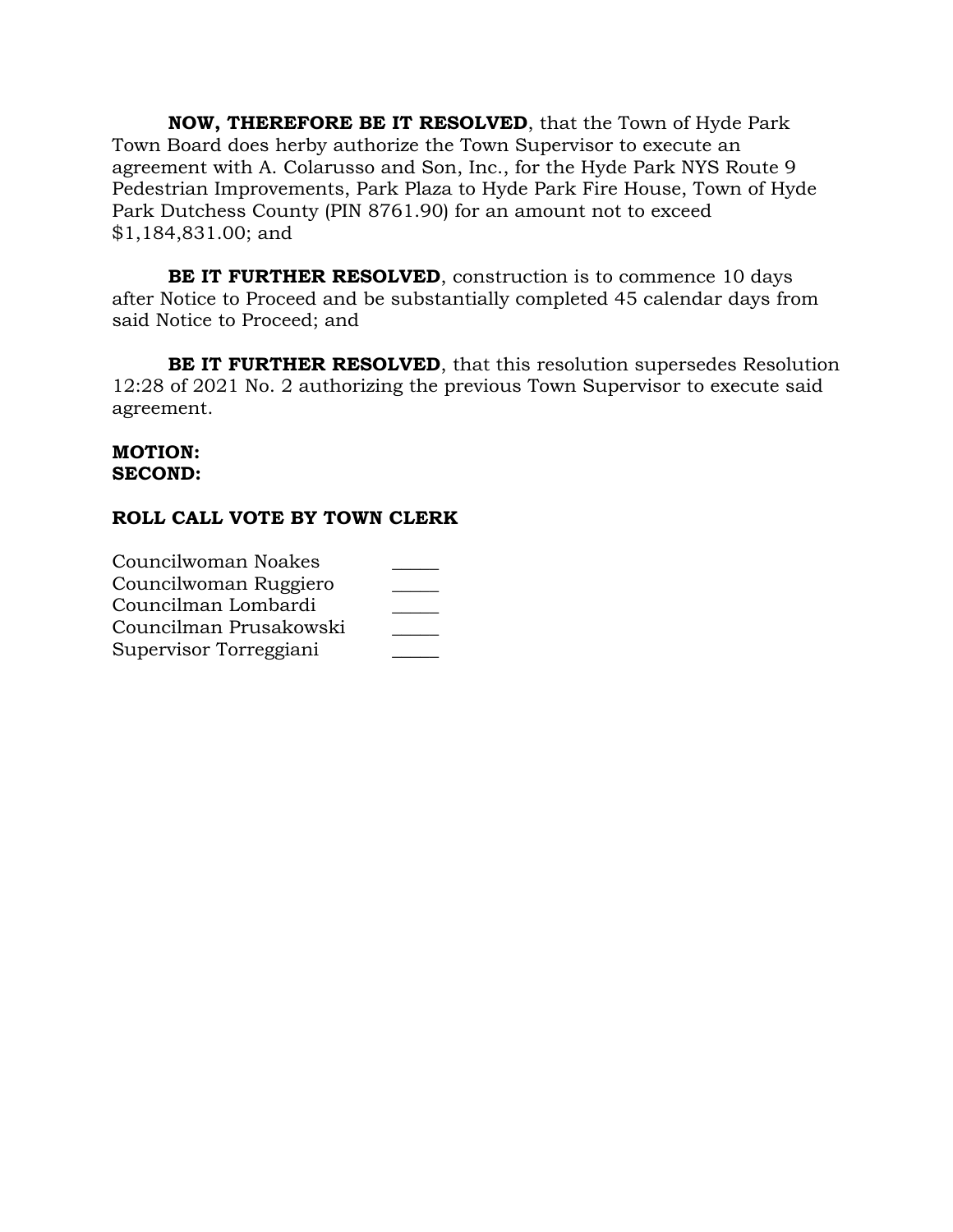**NOW, THEREFORE BE IT RESOLVED**, that the Town of Hyde Park Town Board does herby authorize the Town Supervisor to execute an agreement with A. Colarusso and Son, Inc., for the Hyde Park NYS Route 9 Pedestrian Improvements, Park Plaza to Hyde Park Fire House, Town of Hyde Park Dutchess County (PIN 8761.90) for an amount not to exceed $1,184,831.00; and

**BE IT FURTHER RESOLVED**, construction is to commence 10 days after Notice to Proceed and be substantially completed 45 calendar days from said Notice to Proceed; and

**BE IT FURTHER RESOLVED**, that this resolution supersedes Resolution 12:28 of 2021 No. 2 authorizing the previous Town Supervisor to execute said agreement.

**MOTION:**
**SECOND:**

**ROLL CALL VOTE BY TOWN CLERK**

| | |
|---|---|
| Councilwoman Noakes | _____ |
| Councilwoman Ruggiero | _____ |
| Councilman Lombardi | _____ |
| Councilman Prusakowski | _____ |
| Supervisor Torreggiani | _____ |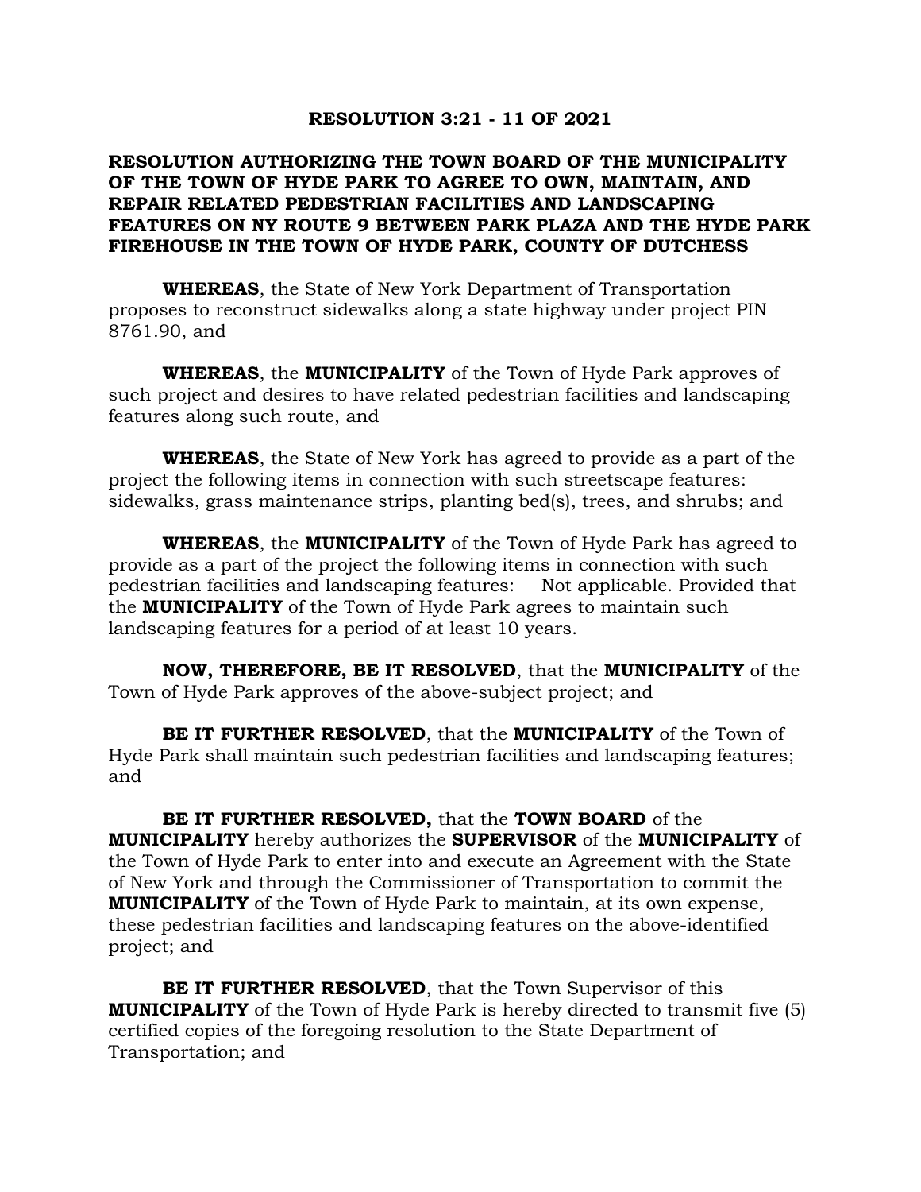**RESOLUTION 3:21 - 11 OF 2021**

**RESOLUTION AUTHORIZING THE TOWN BOARD OF THE MUNICIPALITY OF THE TOWN OF HYDE PARK TO AGREE TO OWN, MAINTAIN, AND REPAIR RELATED PEDESTRIAN FACILITIES AND LANDSCAPING FEATURES ON NY ROUTE 9 BETWEEN PARK PLAZA AND THE HYDE PARK FIREHOUSE IN THE TOWN OF HYDE PARK, COUNTY OF DUTCHESS**

**WHEREAS**, the State of New York Department of Transportation proposes to reconstruct sidewalks along a state highway under project PIN 8761.90, and

**WHEREAS**, the **MUNICIPALITY** of the Town of Hyde Park approves of such project and desires to have related pedestrian facilities and landscaping features along such route, and

**WHEREAS**, the State of New York has agreed to provide as a part of the project the following items in connection with such streetscape features: sidewalks, grass maintenance strips, planting bed(s), trees, and shrubs; and

**WHEREAS**, the **MUNICIPALITY** of the Town of Hyde Park has agreed to provide as a part of the project the following items in connection with such pedestrian facilities and landscaping features: Not applicable. Provided that the **MUNICIPALITY** of the Town of Hyde Park agrees to maintain such landscaping features for a period of at least 10 years.

**NOW, THEREFORE, BE IT RESOLVED**, that the **MUNICIPALITY** of the Town of Hyde Park approves of the above-subject project; and

**BE IT FURTHER RESOLVED**, that the **MUNICIPALITY** of the Town of Hyde Park shall maintain such pedestrian facilities and landscaping features; and

**BE IT FURTHER RESOLVED,** that the **TOWN BOARD** of the **MUNICIPALITY** hereby authorizes the **SUPERVISOR** of the **MUNICIPALITY** of the Town of Hyde Park to enter into and execute an Agreement with the State of New York and through the Commissioner of Transportation to commit the **MUNICIPALITY** of the Town of Hyde Park to maintain, at its own expense, these pedestrian facilities and landscaping features on the above-identified project; and

**BE IT FURTHER RESOLVED**, that the Town Supervisor of this **MUNICIPALITY** of the Town of Hyde Park is hereby directed to transmit five (5) certified copies of the foregoing resolution to the State Department of Transportation; and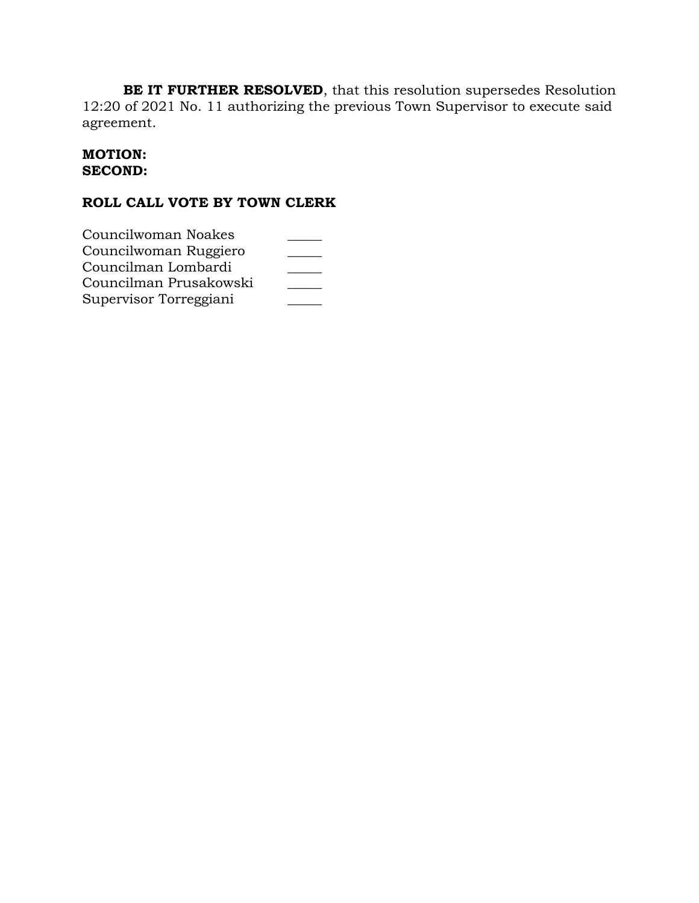**BE IT FURTHER RESOLVED**, that this resolution supersedes Resolution 12:20 of 2021 No. 11 authorizing the previous Town Supervisor to execute said agreement.

**MOTION:**
**SECOND:**

**ROLL CALL VOTE BY TOWN CLERK**

| | |
|---|---|
| Councilwoman Noakes | _____ |
| Councilwoman Ruggiero | _____ |
| Councilman Lombardi | _____ |
| Councilman Prusakowski | _____ |
| Supervisor Torreggiani | _____ |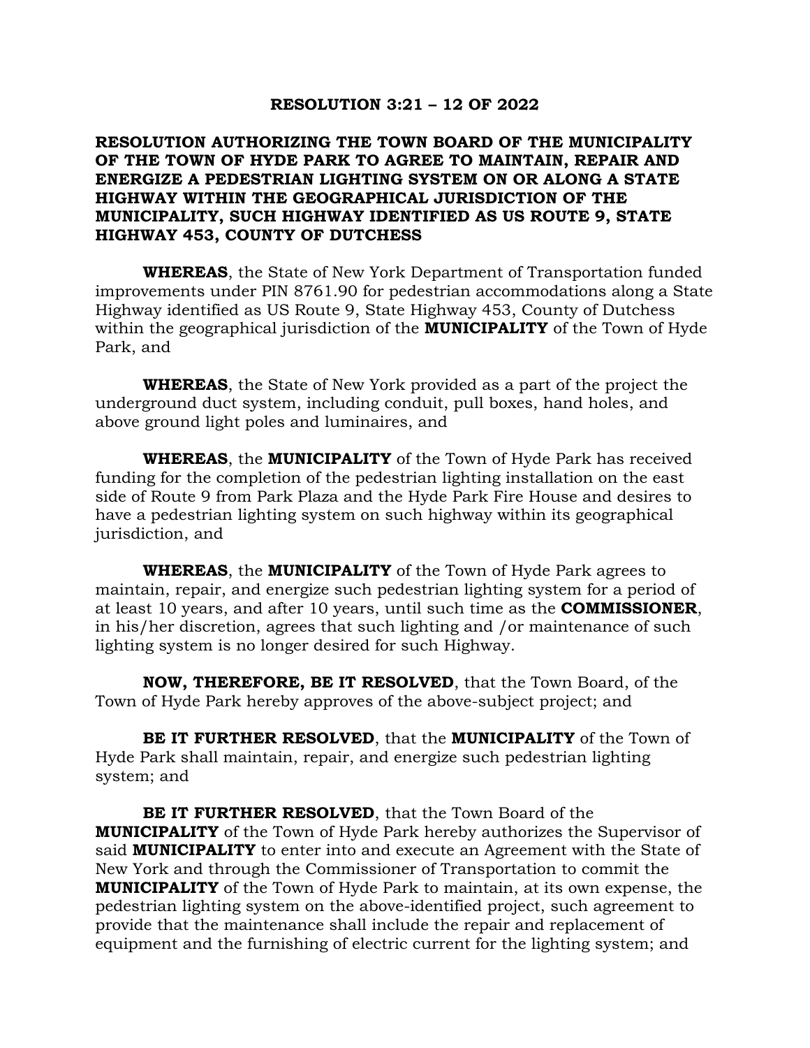**RESOLUTION 3:21 – 12 OF 2022**

**RESOLUTION AUTHORIZING THE TOWN BOARD OF THE MUNICIPALITY OF THE TOWN OF HYDE PARK TO AGREE TO MAINTAIN, REPAIR AND ENERGIZE A PEDESTRIAN LIGHTING SYSTEM ON OR ALONG A STATE HIGHWAY WITHIN THE GEOGRAPHICAL JURISDICTION OF THE MUNICIPALITY, SUCH HIGHWAY IDENTIFIED AS US ROUTE 9, STATE HIGHWAY 453, COUNTY OF DUTCHESS**

**WHEREAS**, the State of New York Department of Transportation funded improvements under PIN 8761.90 for pedestrian accommodations along a State Highway identified as US Route 9, State Highway 453, County of Dutchess within the geographical jurisdiction of the **MUNICIPALITY** of the Town of Hyde Park, and

**WHEREAS**, the State of New York provided as a part of the project the underground duct system, including conduit, pull boxes, hand holes, and above ground light poles and luminaires, and

**WHEREAS**, the **MUNICIPALITY** of the Town of Hyde Park has received funding for the completion of the pedestrian lighting installation on the east side of Route 9 from Park Plaza and the Hyde Park Fire House and desires to have a pedestrian lighting system on such highway within its geographical jurisdiction, and

**WHEREAS**, the **MUNICIPALITY** of the Town of Hyde Park agrees to maintain, repair, and energize such pedestrian lighting system for a period of at least 10 years, and after 10 years, until such time as the **COMMISSIONER**, in his/her discretion, agrees that such lighting and /or maintenance of such lighting system is no longer desired for such Highway.

**NOW, THEREFORE, BE IT RESOLVED**, that the Town Board, of the Town of Hyde Park hereby approves of the above-subject project; and

**BE IT FURTHER RESOLVED**, that the **MUNICIPALITY** of the Town of Hyde Park shall maintain, repair, and energize such pedestrian lighting system; and

**BE IT FURTHER RESOLVED**, that the Town Board of the **MUNICIPALITY** of the Town of Hyde Park hereby authorizes the Supervisor of said **MUNICIPALITY** to enter into and execute an Agreement with the State of New York and through the Commissioner of Transportation to commit the **MUNICIPALITY** of the Town of Hyde Park to maintain, at its own expense, the pedestrian lighting system on the above-identified project, such agreement to provide that the maintenance shall include the repair and replacement of equipment and the furnishing of electric current for the lighting system; and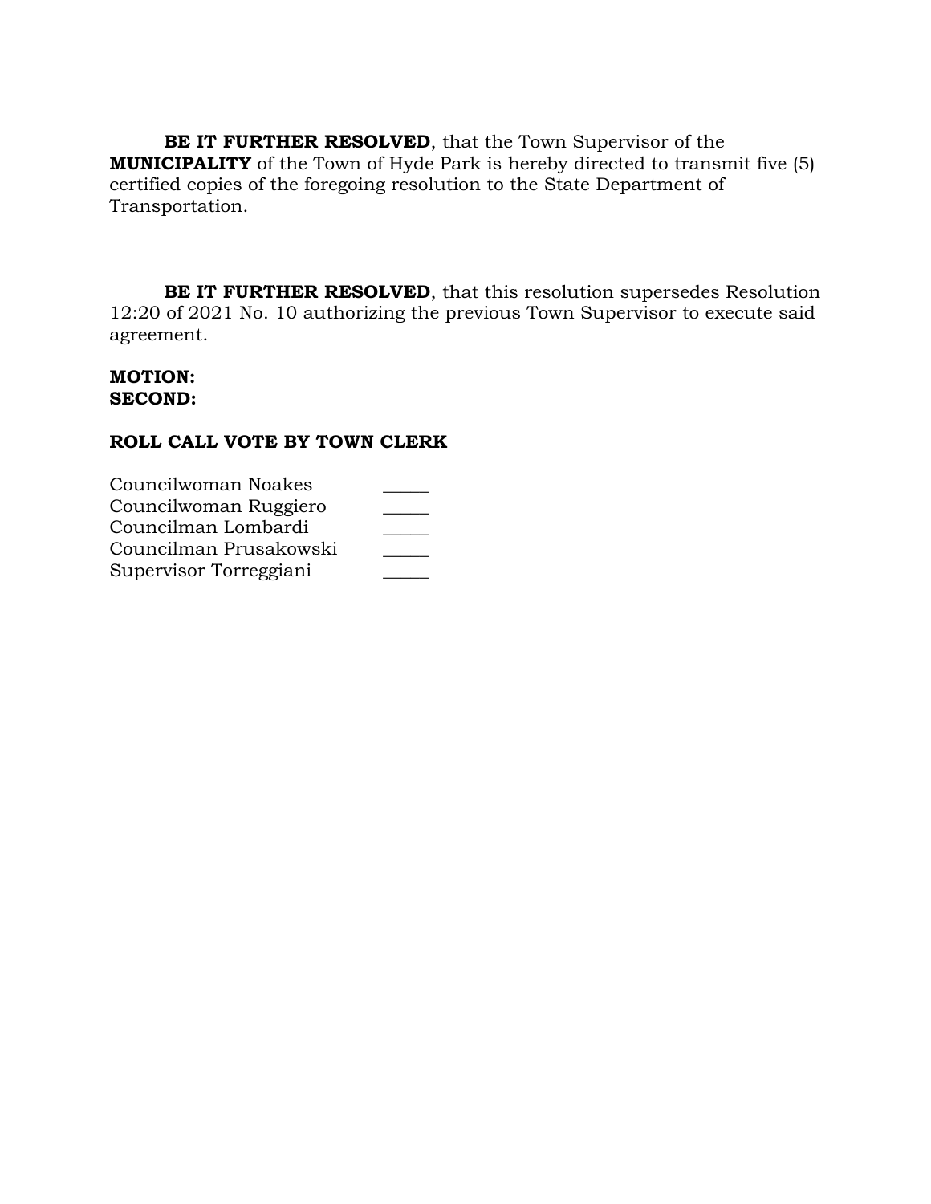**BE IT FURTHER RESOLVED**, that the Town Supervisor of the **MUNICIPALITY** of the Town of Hyde Park is hereby directed to transmit five (5) certified copies of the foregoing resolution to the State Department of Transportation.

**BE IT FURTHER RESOLVED**, that this resolution supersedes Resolution 12:20 of 2021 No. 10 authorizing the previous Town Supervisor to execute said agreement.

**MOTION:**
**SECOND:**

**ROLL CALL VOTE BY TOWN CLERK**

| | |
|---|---|
| Councilwoman Noakes | _____ |
| Councilwoman Ruggiero | _____ |
| Councilman Lombardi | _____ |
| Councilman Prusakowski | _____ |
| Supervisor Torreggiani | _____ |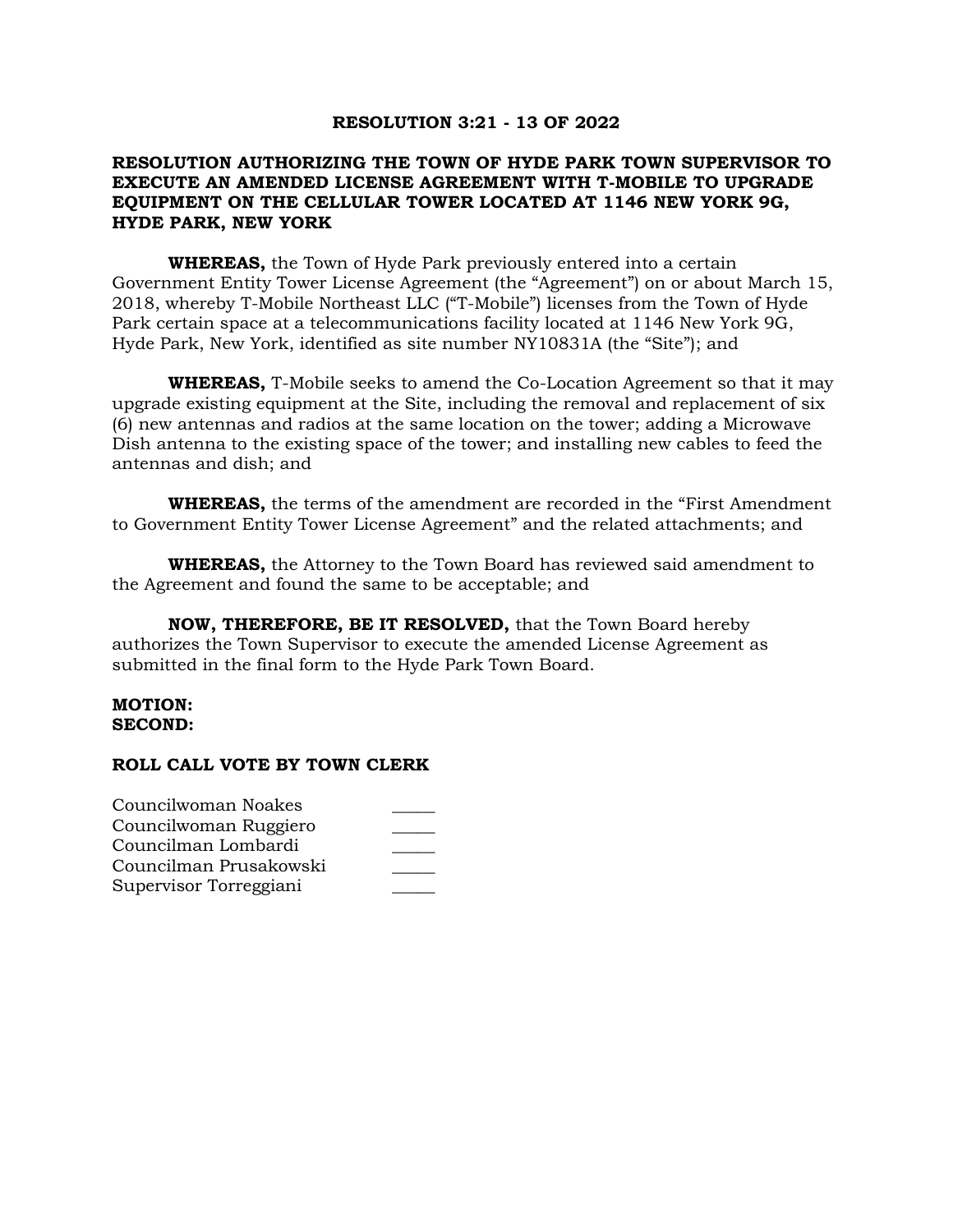**RESOLUTION 3:21 - 13 OF 2022**

**RESOLUTION AUTHORIZING THE TOWN OF HYDE PARK TOWN SUPERVISOR TO EXECUTE AN AMENDED LICENSE AGREEMENT WITH T-MOBILE TO UPGRADE EQUIPMENT ON THE CELLULAR TOWER LOCATED AT 1146 NEW YORK 9G, HYDE PARK, NEW YORK**

**WHEREAS,** the Town of Hyde Park previously entered into a certain Government Entity Tower License Agreement (the "Agreement") on or about March 15, 2018, whereby T-Mobile Northeast LLC ("T-Mobile") licenses from the Town of Hyde Park certain space at a telecommunications facility located at 1146 New York 9G, Hyde Park, New York, identified as site number NY10831A (the "Site"); and

**WHEREAS,** T-Mobile seeks to amend the Co-Location Agreement so that it may upgrade existing equipment at the Site, including the removal and replacement of six (6) new antennas and radios at the same location on the tower; adding a Microwave Dish antenna to the existing space of the tower; and installing new cables to feed the antennas and dish; and

**WHEREAS,** the terms of the amendment are recorded in the "First Amendment to Government Entity Tower License Agreement" and the related attachments; and

**WHEREAS,** the Attorney to the Town Board has reviewed said amendment to the Agreement and found the same to be acceptable; and

**NOW, THEREFORE, BE IT RESOLVED,** that the Town Board hereby authorizes the Town Supervisor to execute the amended License Agreement as submitted in the final form to the Hyde Park Town Board.

**MOTION:**
**SECOND:**

**ROLL CALL VOTE BY TOWN CLERK**

Councilwoman Noakes _____
Councilwoman Ruggiero _____
Councilman Lombardi _____
Councilman Prusakowski _____
Supervisor Torreggiani _____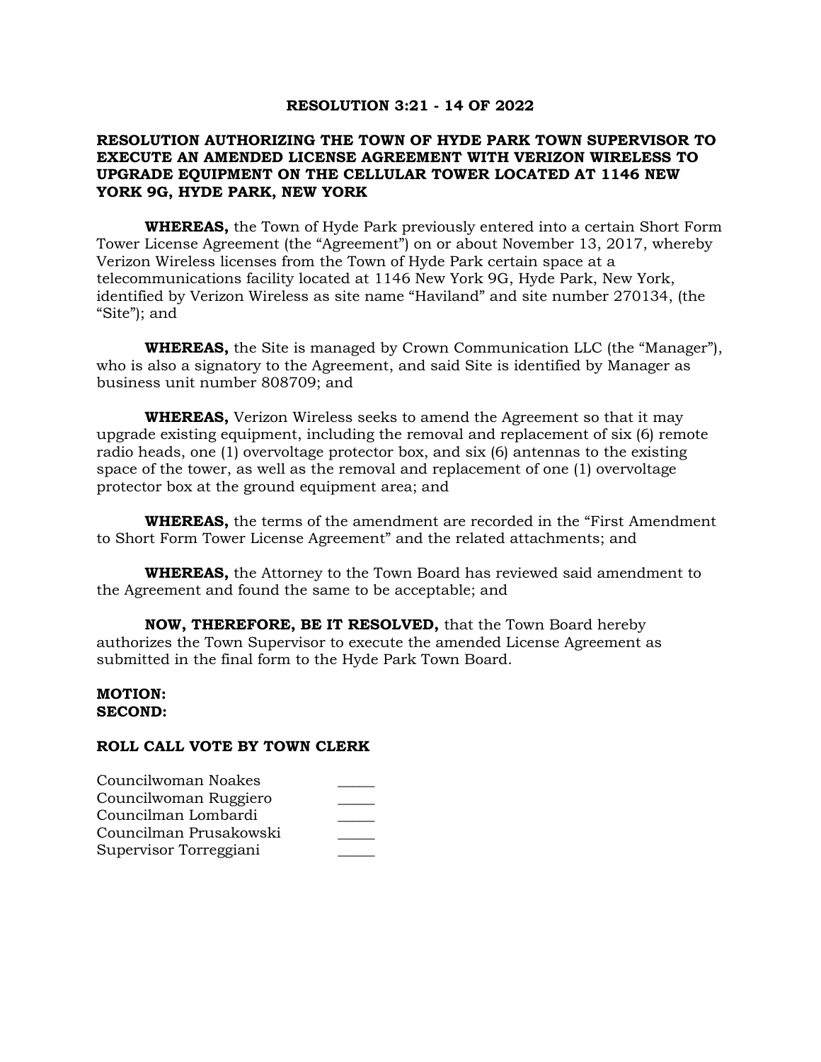**RESOLUTION 3:21 - 14 OF 2022**

**RESOLUTION AUTHORIZING THE TOWN OF HYDE PARK TOWN SUPERVISOR TO EXECUTE AN AMENDED LICENSE AGREEMENT WITH VERIZON WIRELESS TO UPGRADE EQUIPMENT ON THE CELLULAR TOWER LOCATED AT 1146 NEW YORK 9G, HYDE PARK, NEW YORK**

**WHEREAS,** the Town of Hyde Park previously entered into a certain Short Form Tower License Agreement (the "Agreement") on or about November 13, 2017, whereby Verizon Wireless licenses from the Town of Hyde Park certain space at a telecommunications facility located at 1146 New York 9G, Hyde Park, New York, identified by Verizon Wireless as site name "Haviland" and site number 270134, (the "Site"); and

**WHEREAS,** the Site is managed by Crown Communication LLC (the "Manager"), who is also a signatory to the Agreement, and said Site is identified by Manager as business unit number 808709; and

**WHEREAS,** Verizon Wireless seeks to amend the Agreement so that it may upgrade existing equipment, including the removal and replacement of six (6) remote radio heads, one (1) overvoltage protector box, and six (6) antennas to the existing space of the tower, as well as the removal and replacement of one (1) overvoltage protector box at the ground equipment area; and

**WHEREAS,** the terms of the amendment are recorded in the "First Amendment to Short Form Tower License Agreement" and the related attachments; and

**WHEREAS,** the Attorney to the Town Board has reviewed said amendment to the Agreement and found the same to be acceptable; and

**NOW, THEREFORE, BE IT RESOLVED,** that the Town Board hereby authorizes the Town Supervisor to execute the amended License Agreement as submitted in the final form to the Hyde Park Town Board.

**MOTION:**
**SECOND:**

**ROLL CALL VOTE BY TOWN CLERK**

Councilwoman Noakes _____
Councilwoman Ruggiero _____
Councilman Lombardi _____
Councilman Prusakowski _____
Supervisor Torreggiani _____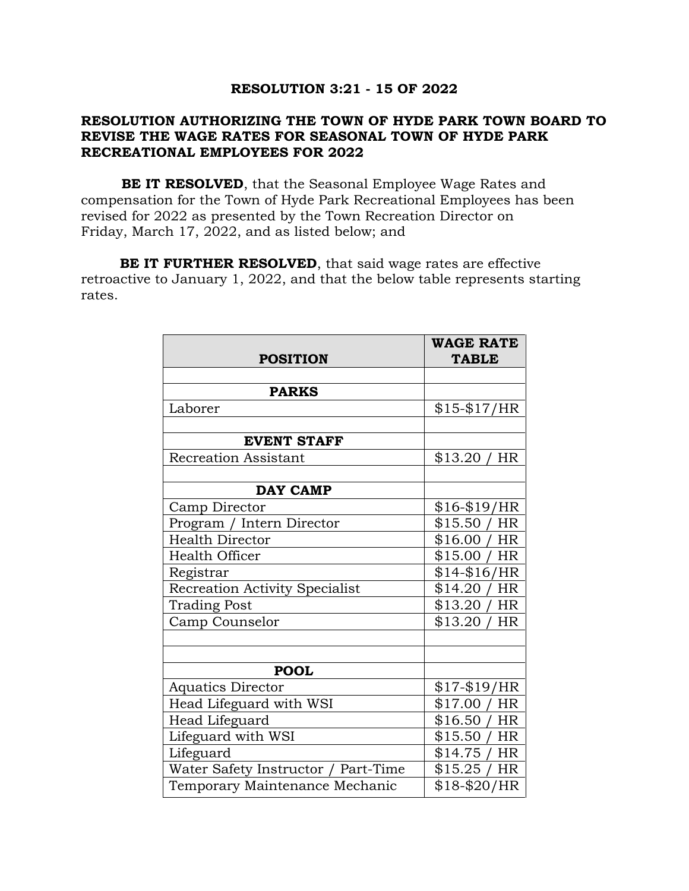**RESOLUTION 3:21 - 15 OF 2022**

**RESOLUTION AUTHORIZING THE TOWN OF HYDE PARK TOWN BOARD TO REVISE THE WAGE RATES FOR SEASONAL TOWN OF HYDE PARK RECREATIONAL EMPLOYEES FOR 2022**

**BE IT RESOLVED**, that the Seasonal Employee Wage Rates and compensation for the Town of Hyde Park Recreational Employees has been revised for 2022 as presented by the Town Recreation Director on Friday, March 17, 2022, and as listed below; and

**BE IT FURTHER RESOLVED**, that said wage rates are effective retroactive to January 1, 2022, and that the below table represents starting rates.

| POSITION | WAGE RATE TABLE |
|---|---|
| | |
| **PARKS** | |
| Laborer | $15-$17/HR |
| | |
| **EVENT STAFF** | |
| Recreation Assistant | $13.20 / HR |
| | |
| **DAY CAMP** | |
| Camp Director | $16-$19/HR |
| Program / Intern Director | $15.50 / HR |
| Health Director | $16.00 / HR |
| Health Officer | $15.00 / HR |
| Registrar | $14-$16/HR |
| Recreation Activity Specialist | $14.20 / HR |
| Trading Post | $13.20 / HR |
| Camp Counselor | $13.20 / HR |
| | |
| | |
| **POOL** | |
| Aquatics Director | $17-$19/HR |
| Head Lifeguard with WSI | $17.00 / HR |
| Head Lifeguard | $16.50 / HR |
| Lifeguard with WSI | $15.50 / HR |
| Lifeguard | $14.75 / HR |
| Water Safety Instructor / Part-Time | $15.25 / HR |
| Temporary Maintenance Mechanic | $18-$20/HR |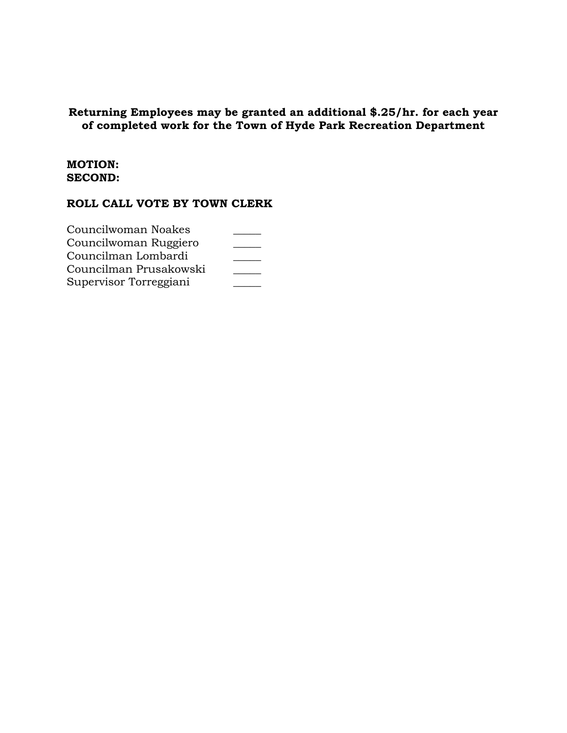**Returning Employees may be granted an additional $.25/hr. for each year of completed work for the Town of Hyde Park Recreation Department**

**MOTION:**
**SECOND:**

**ROLL CALL VOTE BY TOWN CLERK**

| | |
|---|---|
| Councilwoman Noakes | _____ |
| Councilwoman Ruggiero | _____ |
| Councilman Lombardi | _____ |
| Councilman Prusakowski | _____ |
| Supervisor Torreggiani | _____ |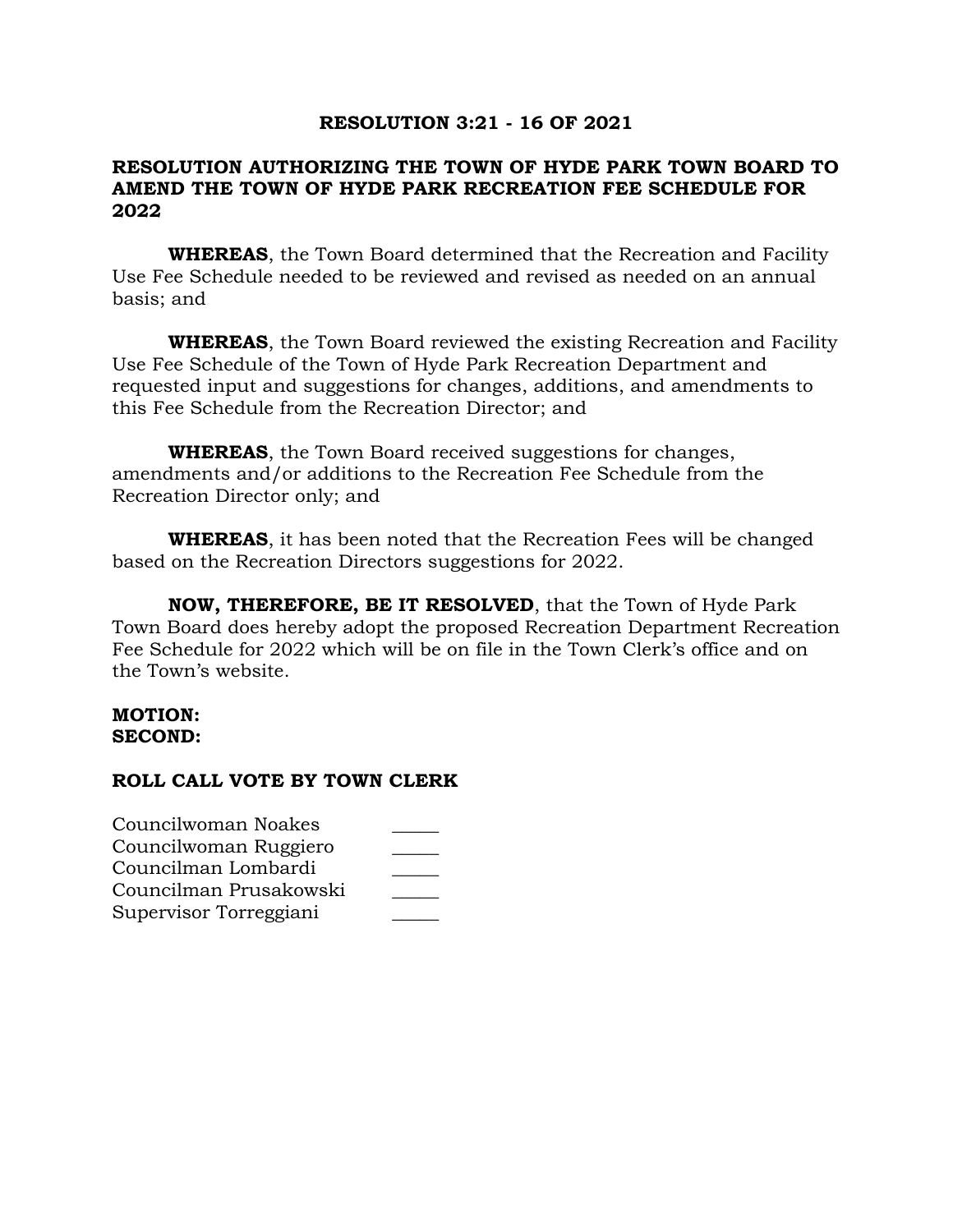**RESOLUTION 3:21 - 16 OF 2021**

**RESOLUTION AUTHORIZING THE TOWN OF HYDE PARK TOWN BOARD TO AMEND THE TOWN OF HYDE PARK RECREATION FEE SCHEDULE FOR 2022**

**WHEREAS**, the Town Board determined that the Recreation and Facility Use Fee Schedule needed to be reviewed and revised as needed on an annual basis; and

**WHEREAS**, the Town Board reviewed the existing Recreation and Facility Use Fee Schedule of the Town of Hyde Park Recreation Department and requested input and suggestions for changes, additions, and amendments to this Fee Schedule from the Recreation Director; and

**WHEREAS**, the Town Board received suggestions for changes, amendments and/or additions to the Recreation Fee Schedule from the Recreation Director only; and

**WHEREAS**, it has been noted that the Recreation Fees will be changed based on the Recreation Directors suggestions for 2022.

**NOW, THEREFORE, BE IT RESOLVED**, that the Town of Hyde Park Town Board does hereby adopt the proposed Recreation Department Recreation Fee Schedule for 2022 which will be on file in the Town Clerk's office and on the Town's website.

**MOTION:**
**SECOND:**

**ROLL CALL VOTE BY TOWN CLERK**

Councilwoman Noakes _____
Councilwoman Ruggiero _____
Councilman Lombardi _____
Councilman Prusakowski _____
Supervisor Torreggiani _____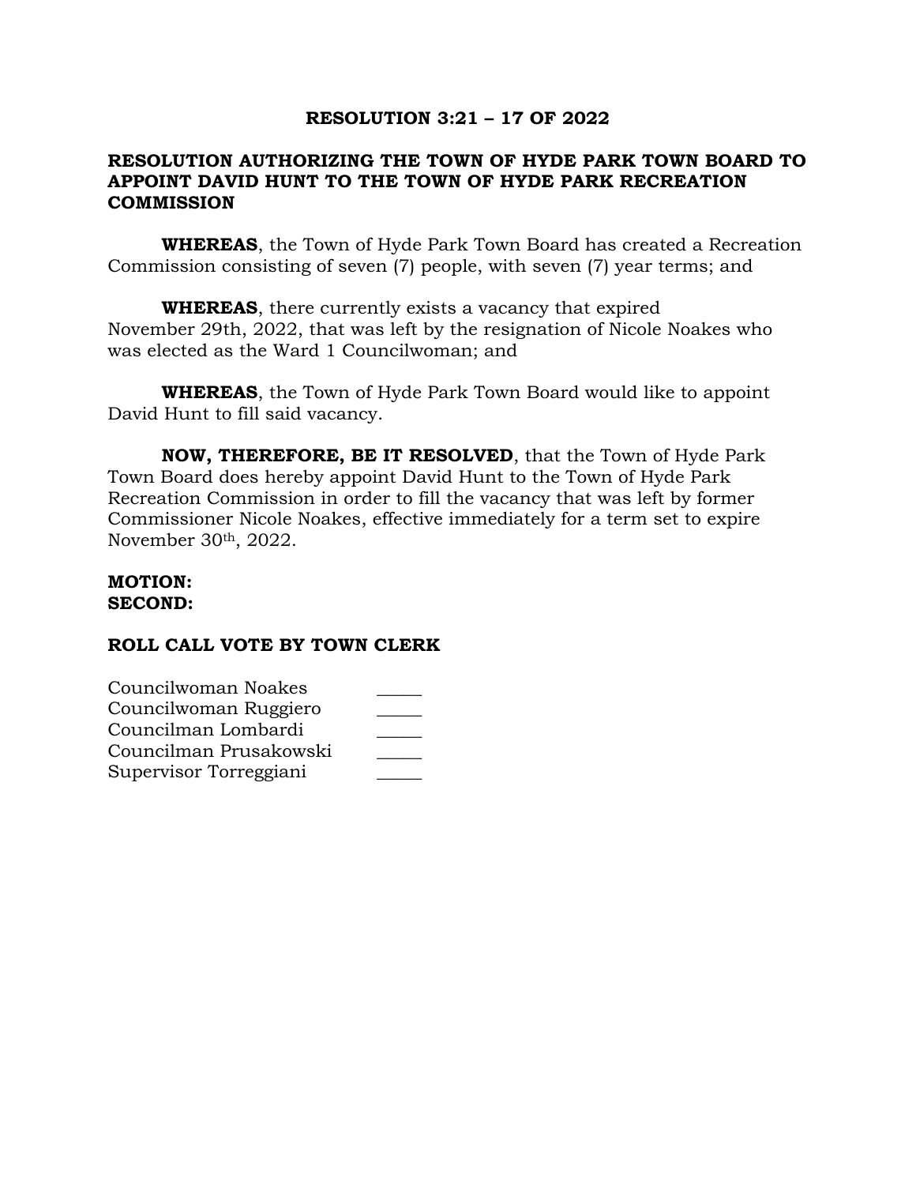# RESOLUTION 3:21 – 17 OF 2022

## RESOLUTION AUTHORIZING THE TOWN OF HYDE PARK TOWN BOARD TO APPOINT DAVID HUNT TO THE TOWN OF HYDE PARK RECREATION COMMISSION

**WHEREAS**, the Town of Hyde Park Town Board has created a Recreation Commission consisting of seven (7) people, with seven (7) year terms; and

**WHEREAS**, there currently exists a vacancy that expired November 29th, 2022, that was left by the resignation of Nicole Noakes who was elected as the Ward 1 Councilwoman; and

**WHEREAS**, the Town of Hyde Park Town Board would like to appoint David Hunt to fill said vacancy.

**NOW, THEREFORE, BE IT RESOLVED**, that the Town of Hyde Park Town Board does hereby appoint David Hunt to the Town of Hyde Park Recreation Commission in order to fill the vacancy that was left by former Commissioner Nicole Noakes, effective immediately for a term set to expire November 30th, 2022.

**MOTION:**
**SECOND:**

**ROLL CALL VOTE BY TOWN CLERK**

| | |
|---|---|
| Councilwoman Noakes | _____ |
| Councilwoman Ruggiero | _____ |
| Councilman Lombardi | _____ |
| Councilman Prusakowski | _____ |
| Supervisor Torreggiani | _____ |